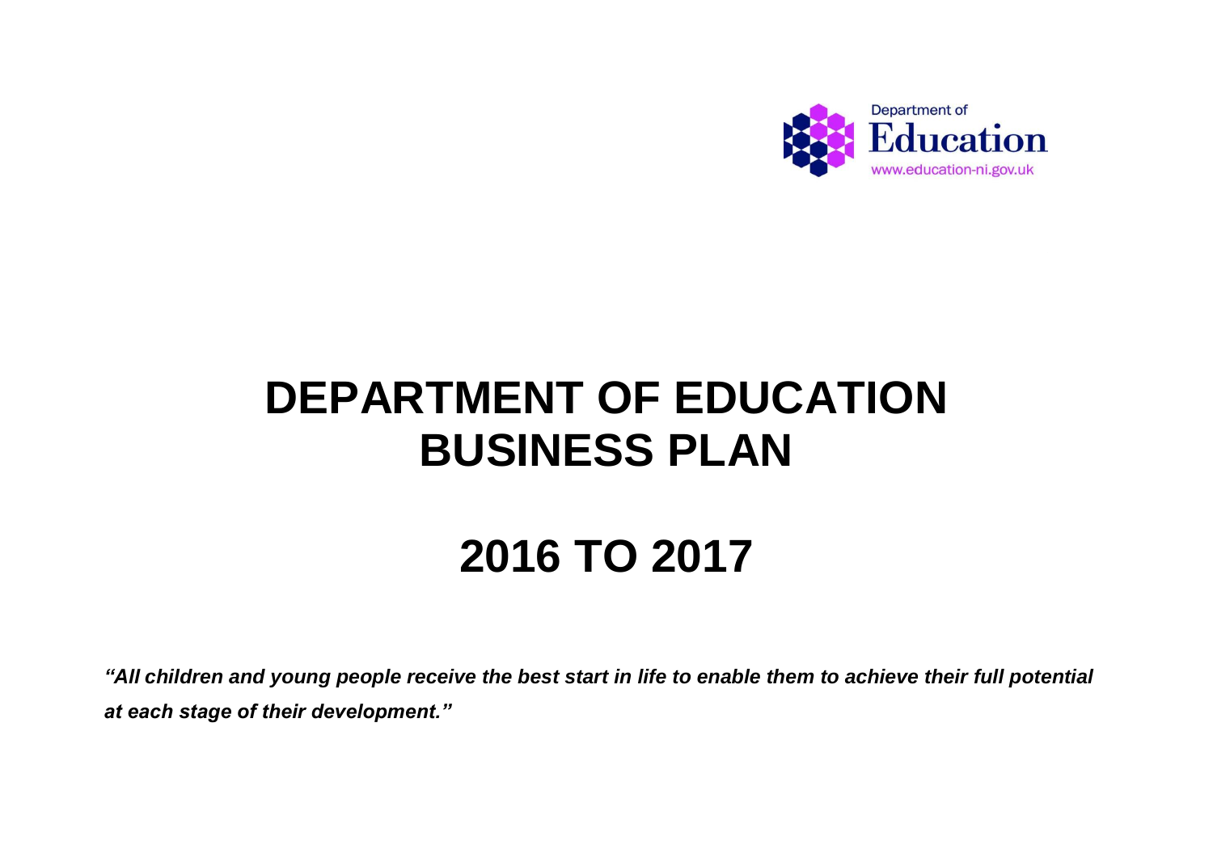Department of
Education
www.education-ni.gov.uk

# DEPARTMENT OF EDUCATION BUSINESS PLAN

# 2016 TO 2017

***"All children and young people receive the best start in life to enable them to achieve their full potential at each stage of their development."***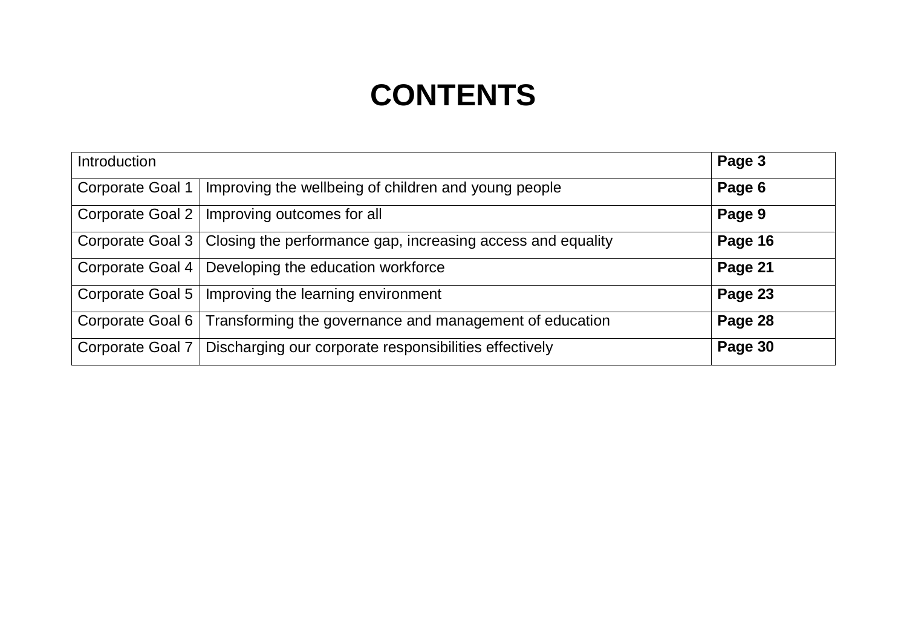# CONTENTS

| Introduction | | **Page 3** |
|---|---|---|
| Corporate Goal 1 | Improving the wellbeing of children and young people | **Page 6** |
| Corporate Goal 2 | Improving outcomes for all | **Page 9** |
| Corporate Goal 3 | Closing the performance gap, increasing access and equality | **Page 16** |
| Corporate Goal 4 | Developing the education workforce | **Page 21** |
| Corporate Goal 5 | Improving the learning environment | **Page 23** |
| Corporate Goal 6 | Transforming the governance and management of education | **Page 28** |
| Corporate Goal 7 | Discharging our corporate responsibilities effectively | **Page 30** |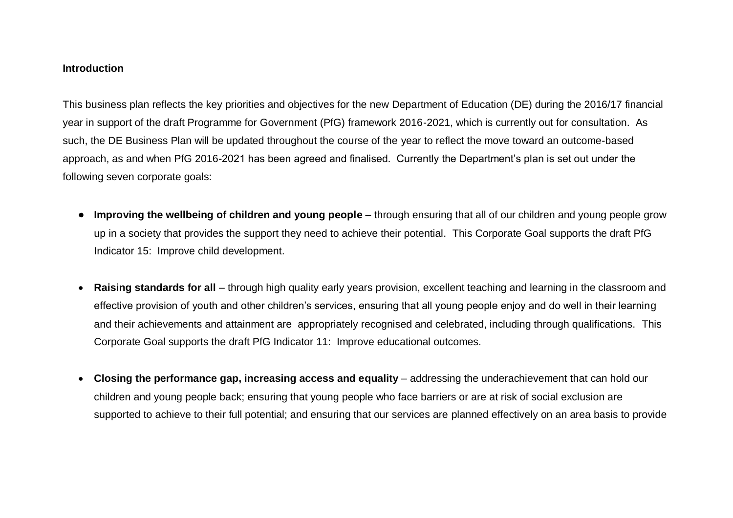**Introduction**

This business plan reflects the key priorities and objectives for the new Department of Education (DE) during the 2016/17 financial year in support of the draft Programme for Government (PfG) framework 2016-2021, which is currently out for consultation. As such, the DE Business Plan will be updated throughout the course of the year to reflect the move toward an outcome-based approach, as and when PfG 2016-2021 has been agreed and finalised. Currently the Department's plan is set out under the following seven corporate goals:

- **Improving the wellbeing of children and young people** – through ensuring that all of our children and young people grow up in a society that provides the support they need to achieve their potential. This Corporate Goal supports the draft PfG Indicator 15: Improve child development.

- **Raising standards for all** – through high quality early years provision, excellent teaching and learning in the classroom and effective provision of youth and other children's services, ensuring that all young people enjoy and do well in their learning and their achievements and attainment are appropriately recognised and celebrated, including through qualifications. This Corporate Goal supports the draft PfG Indicator 11: Improve educational outcomes.

- **Closing the performance gap, increasing access and equality** – addressing the underachievement that can hold our children and young people back; ensuring that young people who face barriers or are at risk of social exclusion are supported to achieve to their full potential; and ensuring that our services are planned effectively on an area basis to provide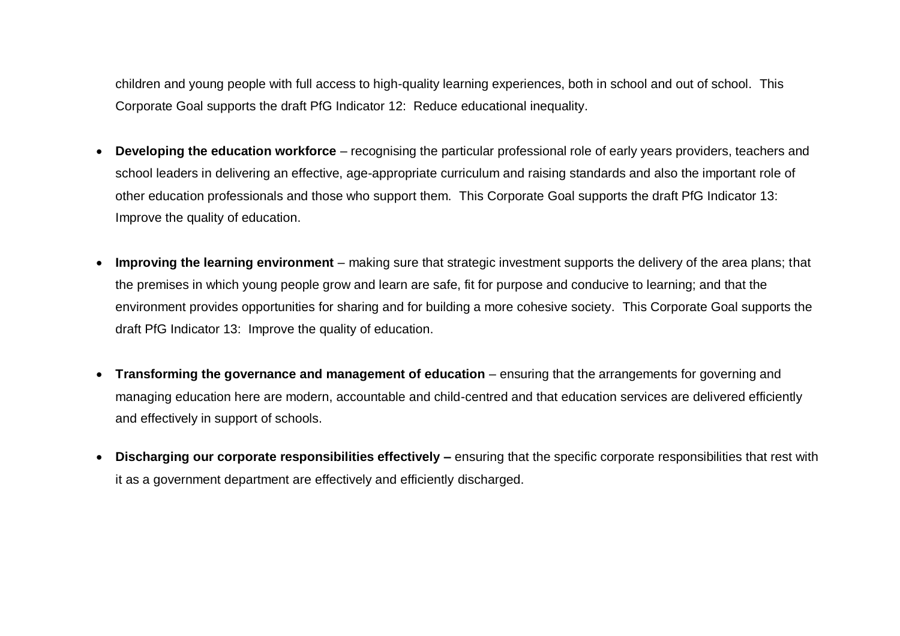children and young people with full access to high-quality learning experiences, both in school and out of school. This Corporate Goal supports the draft PfG Indicator 12: Reduce educational inequality.

- **Developing the education workforce** – recognising the particular professional role of early years providers, teachers and school leaders in delivering an effective, age-appropriate curriculum and raising standards and also the important role of other education professionals and those who support them. This Corporate Goal supports the draft PfG Indicator 13: Improve the quality of education.

- **Improving the learning environment** – making sure that strategic investment supports the delivery of the area plans; that the premises in which young people grow and learn are safe, fit for purpose and conducive to learning; and that the environment provides opportunities for sharing and for building a more cohesive society. This Corporate Goal supports the draft PfG Indicator 13: Improve the quality of education.

- **Transforming the governance and management of education** – ensuring that the arrangements for governing and managing education here are modern, accountable and child-centred and that education services are delivered efficiently and effectively in support of schools.

- **Discharging our corporate responsibilities effectively –** ensuring that the specific corporate responsibilities that rest with it as a government department are effectively and efficiently discharged.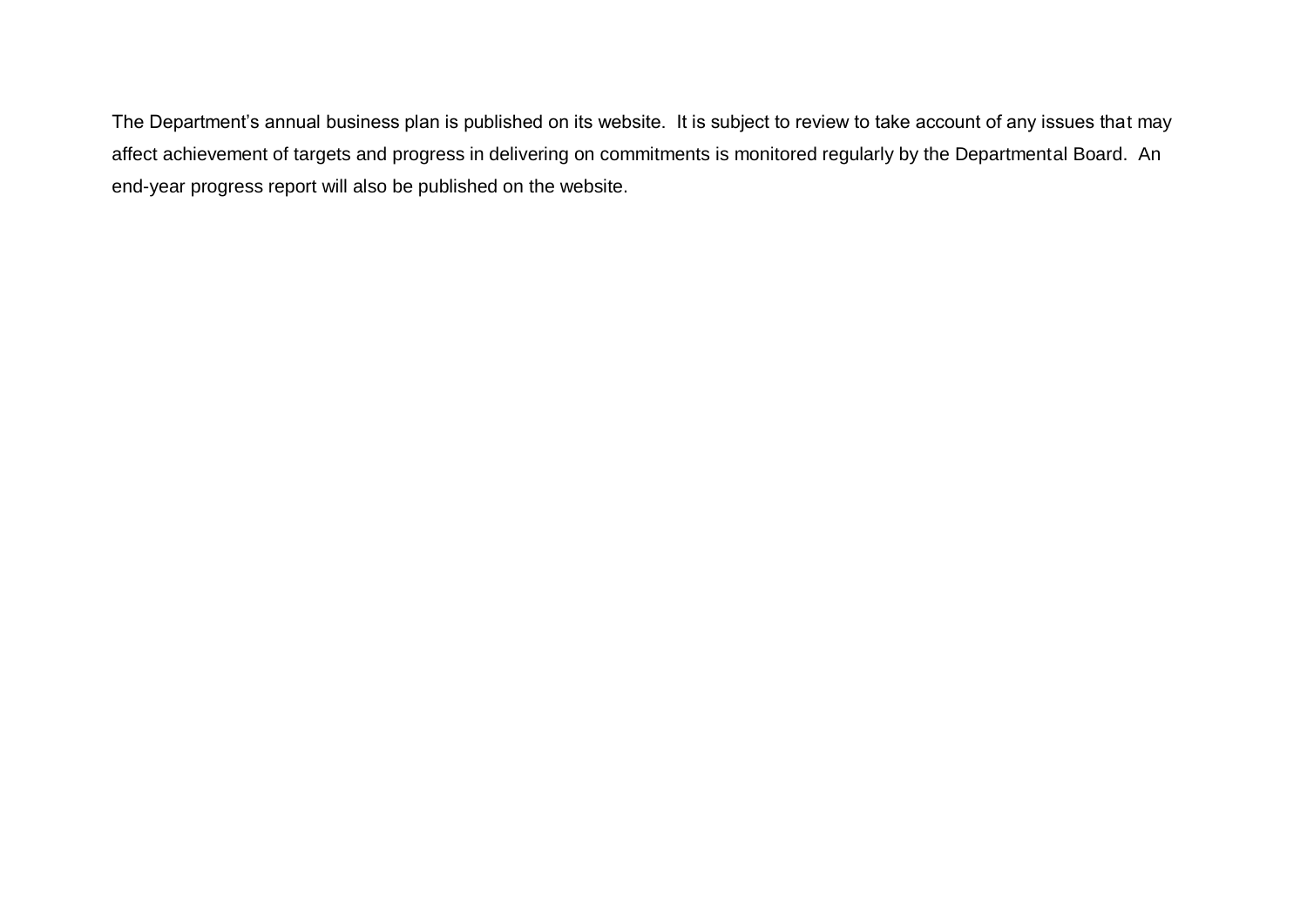The Department's annual business plan is published on its website.  It is subject to review to take account of any issues that may affect achievement of targets and progress in delivering on commitments is monitored regularly by the Departmental Board.  An end-year progress report will also be published on the website.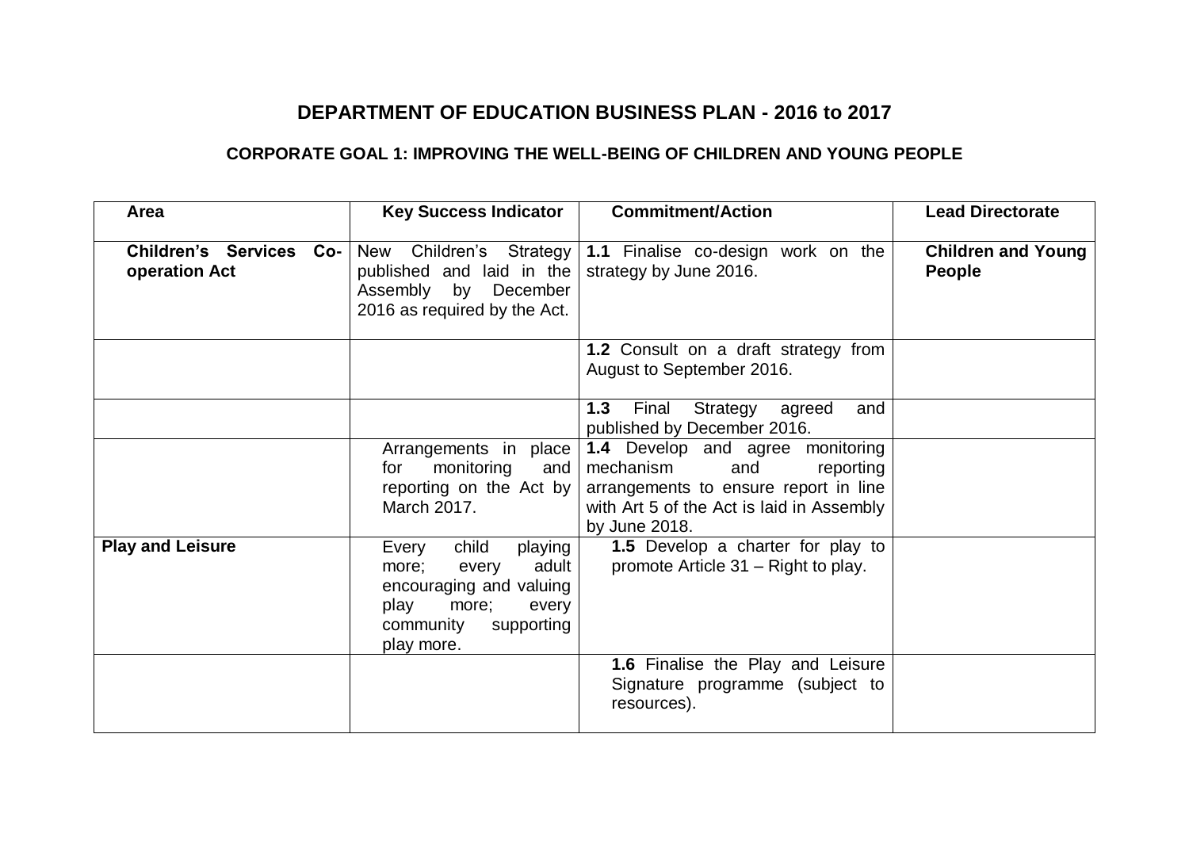# DEPARTMENT OF EDUCATION BUSINESS PLAN - 2016 to 2017

## CORPORATE GOAL 1: IMPROVING THE WELL-BEING OF CHILDREN AND YOUNG PEOPLE

| Area | Key Success Indicator | Commitment/Action | Lead Directorate |
|---|---|---|---|
| **Children's Services Co-operation Act** | New Children's Strategy published and laid in the Assembly by December 2016 as required by the Act. | **1.1** Finalise co-design work on the strategy by June 2016. | **Children and Young People** |
| | | **1.2** Consult on a draft strategy from August to September 2016. | |
| | | **1.3** Final Strategy agreed and published by December 2016. | |
| | Arrangements in place for monitoring and reporting on the Act by March 2017. | **1.4** Develop and agree monitoring mechanism and reporting arrangements to ensure report in line with Art 5 of the Act is laid in Assembly by June 2018. | |
| **Play and Leisure** | Every child playing more; every adult encouraging and valuing play more; every community supporting play more. | **1.5** Develop a charter for play to promote Article 31 – Right to play. | |
| | | **1.6** Finalise the Play and Leisure Signature programme (subject to resources). | |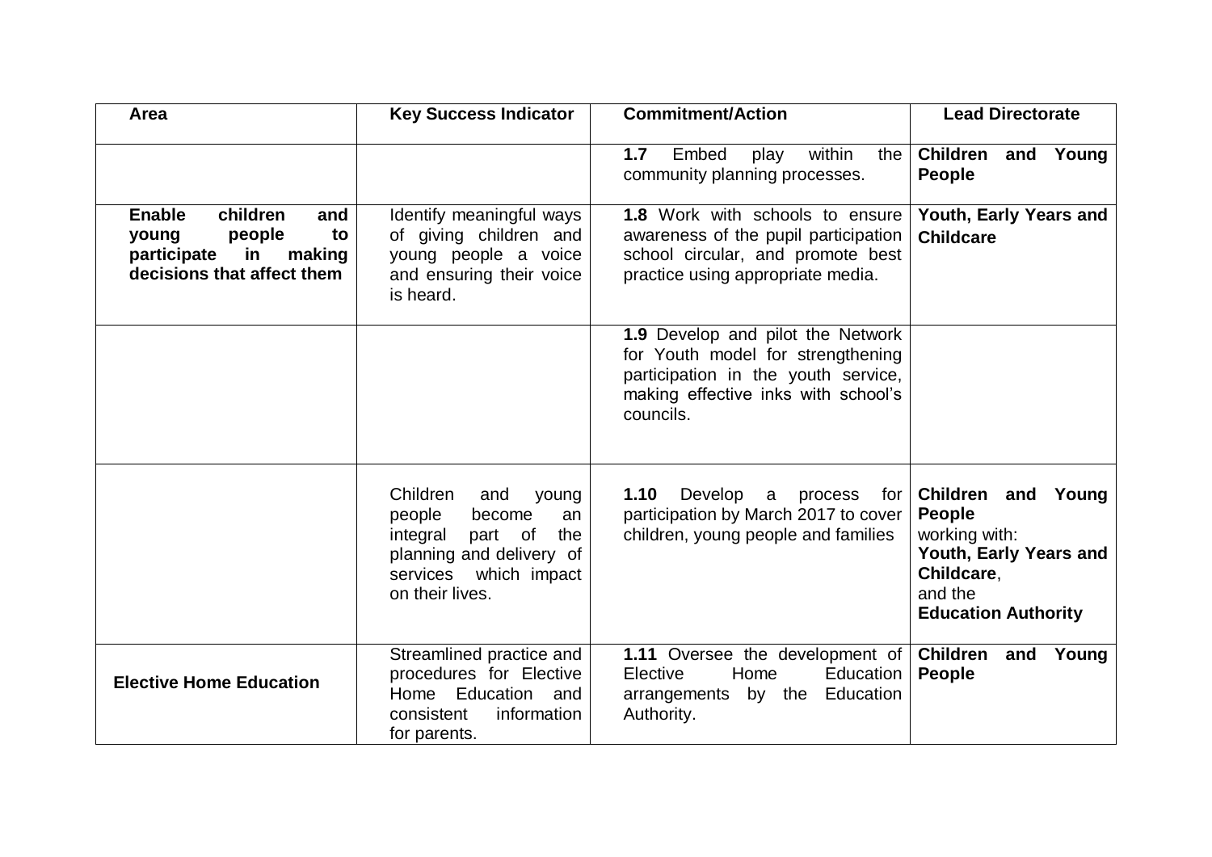| Area | Key Success Indicator | Commitment/Action | Lead Directorate |
|---|---|---|---|
| | | **1.7** Embed play within the community planning processes. | **Children and Young People** |
| **Enable children and young people to participate in making decisions that affect them** | Identify meaningful ways of giving children and young people a voice and ensuring their voice is heard. | **1.8** Work with schools to ensure awareness of the pupil participation school circular, and promote best practice using appropriate media. | **Youth, Early Years and Childcare** |
| | | **1.9** Develop and pilot the Network for Youth model for strengthening participation in the youth service, making effective inks with school's councils. | |
| | Children and young people become an integral part of the planning and delivery of services which impact on their lives. | **1.10** Develop a process for participation by March 2017 to cover children, young people and families | **Children and Young People** working with: **Youth, Early Years and Childcare**, and the **Education Authority** |
| **Elective Home Education** | Streamlined practice and procedures for Elective Home Education and consistent information for parents. | **1.11** Oversee the development of Elective Home Education arrangements by the Education Authority. | **Children and Young People** |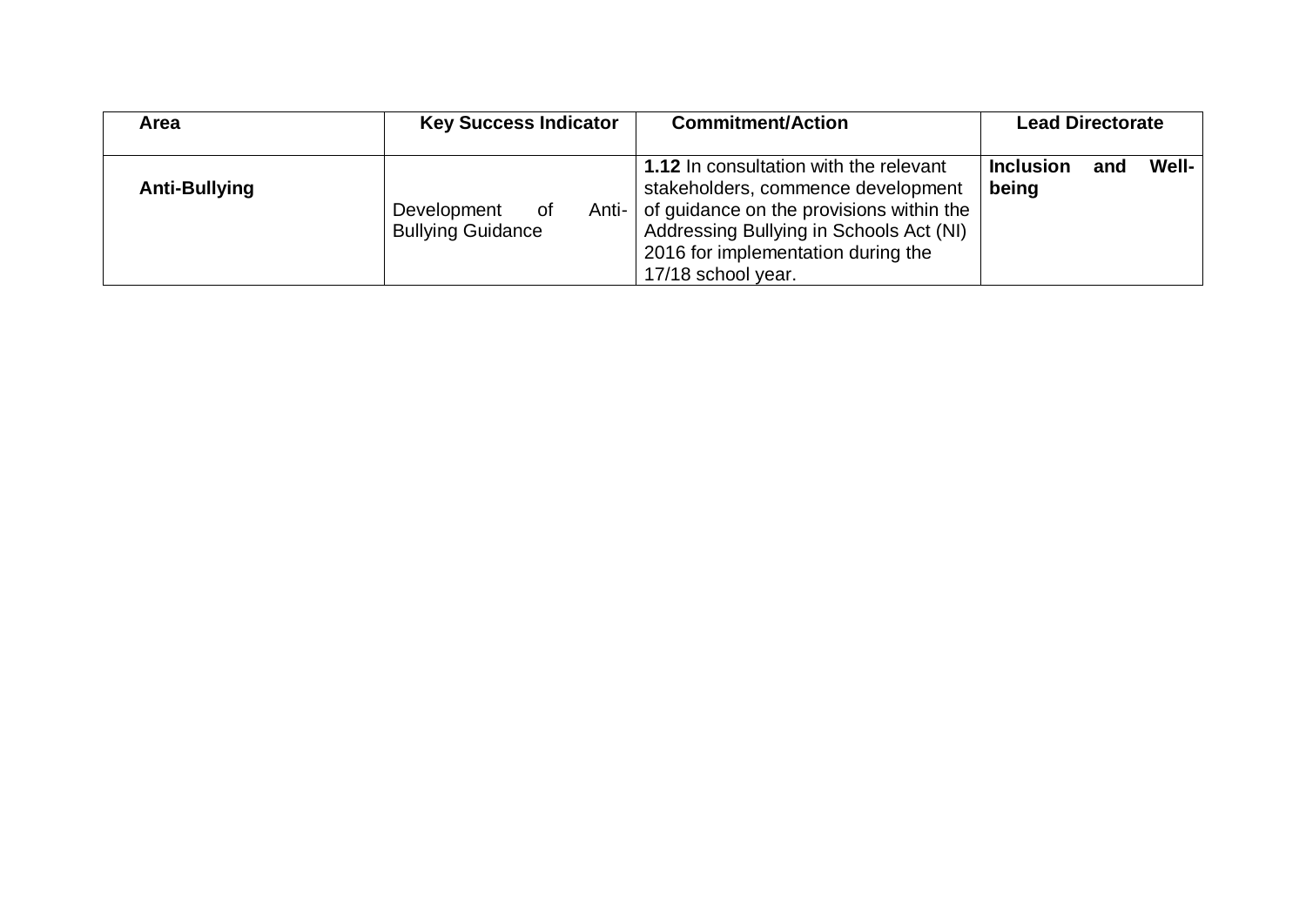| Area | Key Success Indicator | Commitment/Action | Lead Directorate |
|---|---|---|---|
| **Anti-Bullying** | Development of Anti-Bullying Guidance | **1.12** In consultation with the relevant stakeholders, commence development of guidance on the provisions within the Addressing Bullying in Schools Act (NI) 2016 for implementation during the 17/18 school year. | **Inclusion and Well-being** |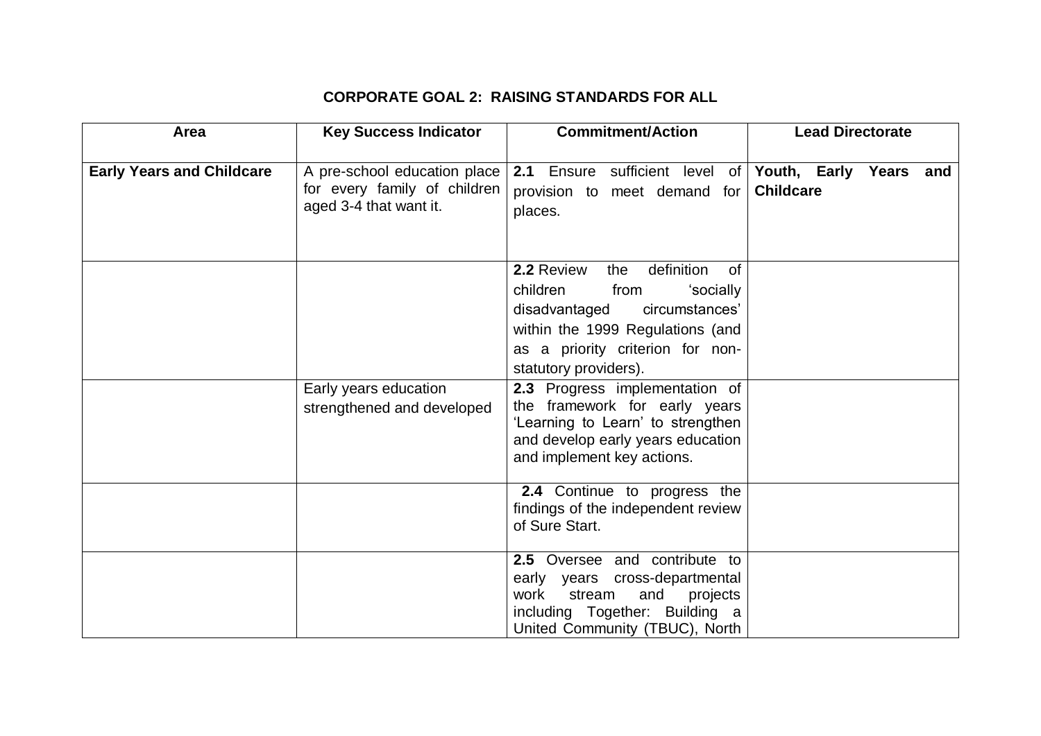## CORPORATE GOAL 2: RAISING STANDARDS FOR ALL

| Area | Key Success Indicator | Commitment/Action | Lead Directorate |
|---|---|---|---|
| **Early Years and Childcare** | A pre-school education place for every family of children aged 3-4 that want it. | **2.1** Ensure sufficient level of provision to meet demand for places. | **Youth, Early Years and Childcare** |
| | | **2.2** Review the definition of children from 'socially disadvantaged circumstances' within the 1999 Regulations (and as a priority criterion for non-statutory providers). | |
| | Early years education strengthened and developed | **2.3** Progress implementation of the framework for early years 'Learning to Learn' to strengthen and develop early years education and implement key actions. | |
| | | **2.4** Continue to progress the findings of the independent review of Sure Start. | |
| | | **2.5** Oversee and contribute to early years cross-departmental work stream and projects including Together: Building a United Community (TBUC), North | |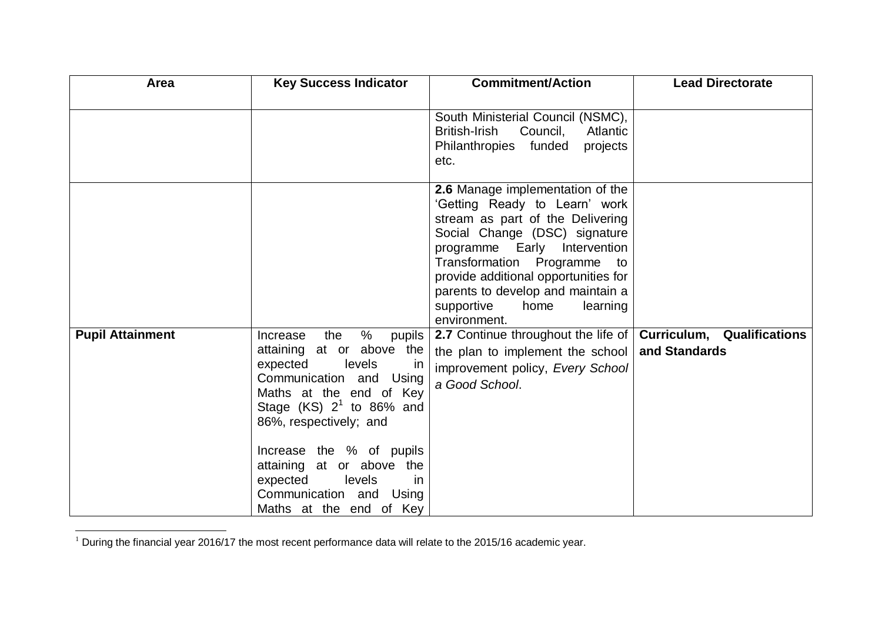| Area | Key Success Indicator | Commitment/Action | Lead Directorate |
| --- | --- | --- | --- |
| | | South Ministerial Council (NSMC), British-Irish Council, Atlantic Philanthropies funded projects etc. | |
| | | **2.6** Manage implementation of the 'Getting Ready to Learn' work stream as part of the Delivering Social Change (DSC) signature programme Early Intervention Transformation Programme to provide additional opportunities for parents to develop and maintain a supportive home learning environment. | |
| **Pupil Attainment** | Increase the % pupils attaining at or above the expected levels in Communication and Using Maths at the end of Key Stage (KS) 2[1] to 86% and 86%, respectively; and<br><br>Increase the % of pupils attaining at or above the expected levels in Communication and Using Maths at the end of Key | **2.7** Continue throughout the life of the plan to implement the school improvement policy, *Every School a Good School*. | **Curriculum, Qualifications and Standards** |

[1] During the financial year 2016/17 the most recent performance data will relate to the 2015/16 academic year.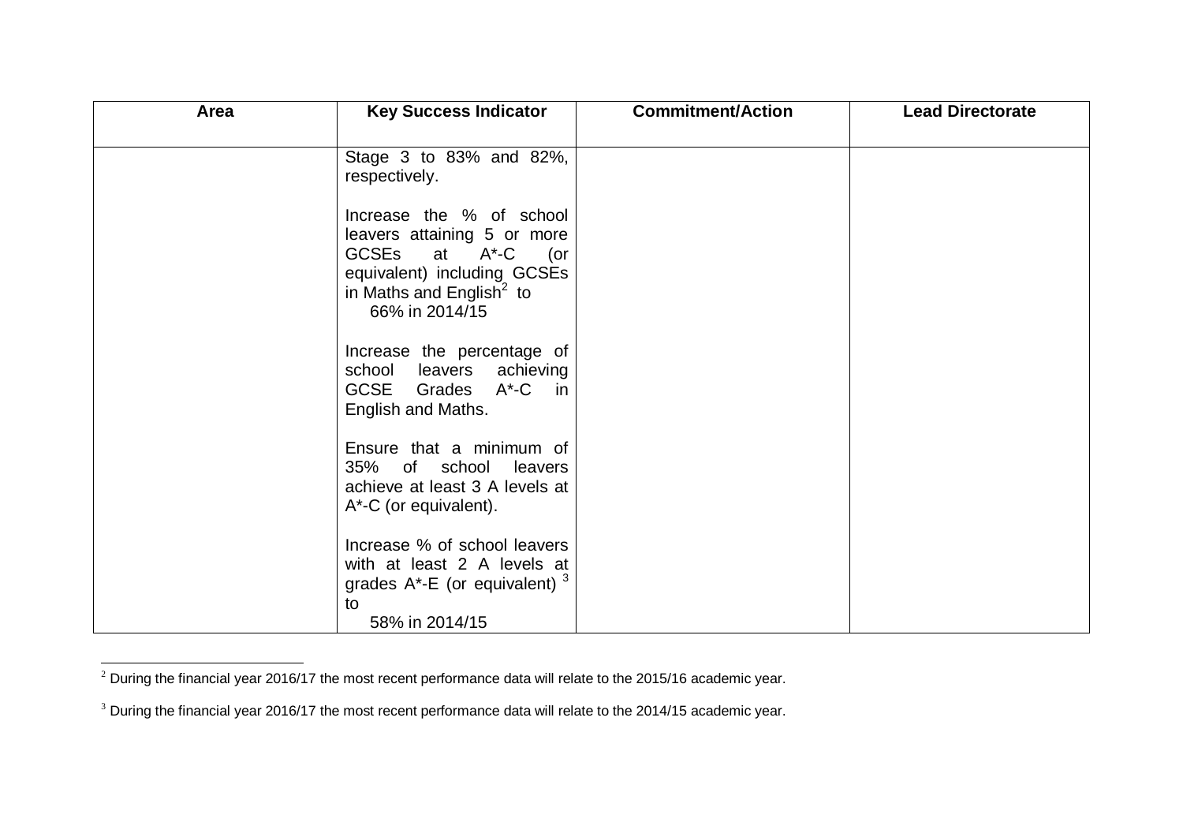| Area | Key Success Indicator | Commitment/Action | Lead Directorate |
|---|---|---|---|
| | Stage 3 to 83% and 82%, respectively.<br><br>Increase the % of school leavers attaining 5 or more GCSEs at A*-C (or equivalent) including GCSEs in Maths and English[2] to 66% in 2014/15<br><br>Increase the percentage of school leavers achieving GCSE Grades A*-C in English and Maths.<br><br>Ensure that a minimum of 35% of school leavers achieve at least 3 A levels at A*-C (or equivalent).<br><br>Increase % of school leavers with at least 2 A levels at grades A*-E (or equivalent)[3] to 58% in 2014/15 | | |

[2] During the financial year 2016/17 the most recent performance data will relate to the 2015/16 academic year.

[3] During the financial year 2016/17 the most recent performance data will relate to the 2014/15 academic year.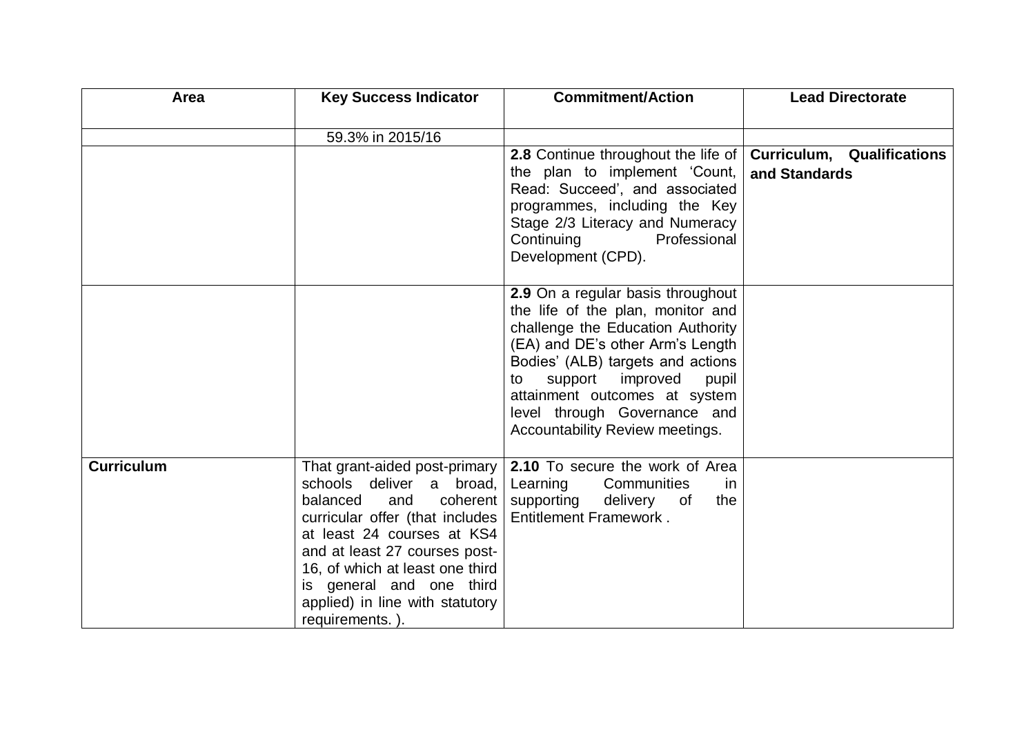| Area | Key Success Indicator | Commitment/Action | Lead Directorate |
|---|---|---|---|
| | 59.3% in 2015/16 | | |
| | | **2.8** Continue throughout the life of the plan to implement 'Count, Read: Succeed', and associated programmes, including the Key Stage 2/3 Literacy and Numeracy Continuing Professional Development (CPD). | **Curriculum, Qualifications and Standards** |
| | | **2.9** On a regular basis throughout the life of the plan, monitor and challenge the Education Authority (EA) and DE's other Arm's Length Bodies' (ALB) targets and actions to support improved pupil attainment outcomes at system level through Governance and Accountability Review meetings. | |
| **Curriculum** | That grant-aided post-primary schools deliver a broad, balanced and coherent curricular offer (that includes at least 24 courses at KS4 and at least 27 courses post-16, of which at least one third is general and one third applied) in line with statutory requirements. ). | **2.10** To secure the work of Area Learning Communities in supporting delivery of the Entitlement Framework . | |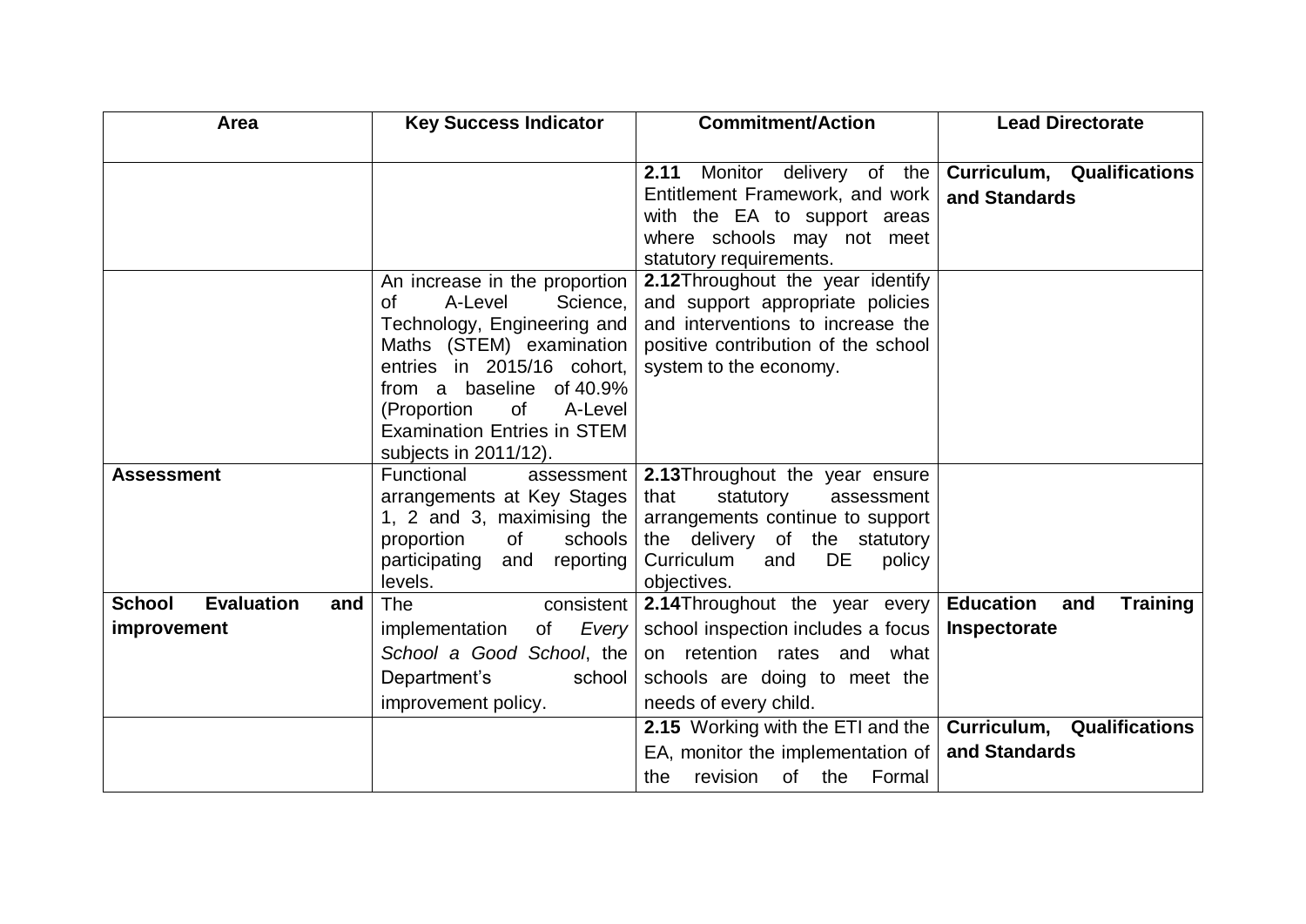| Area | Key Success Indicator | Commitment/Action | Lead Directorate |
|---|---|---|---|
| | | **2.11** Monitor delivery of the Entitlement Framework, and work with the EA to support areas where schools may not meet statutory requirements. | **Curriculum, Qualifications and Standards** |
| | An increase in the proportion of A-Level Science, Technology, Engineering and Maths (STEM) examination entries in 2015/16 cohort, from a baseline of 40.9% (Proportion of A-Level Examination Entries in STEM subjects in 2011/12). | **2.12**Throughout the year identify and support appropriate policies and interventions to increase the positive contribution of the school system to the economy. | |
| **Assessment** | Functional assessment arrangements at Key Stages 1, 2 and 3, maximising the proportion of schools participating and reporting levels. | **2.13**Throughout the year ensure that statutory assessment arrangements continue to support the delivery of the statutory Curriculum and DE policy objectives. | |
| **School Evaluation and improvement** | The consistent implementation of *Every School a Good School*, the Department's school improvement policy. | **2.14**Throughout the year every school inspection includes a focus on retention rates and what schools are doing to meet the needs of every child. | **Education and Training Inspectorate** |
| | | **2.15** Working with the ETI and the EA, monitor the implementation of the revision of the Formal | **Curriculum, Qualifications and Standards** |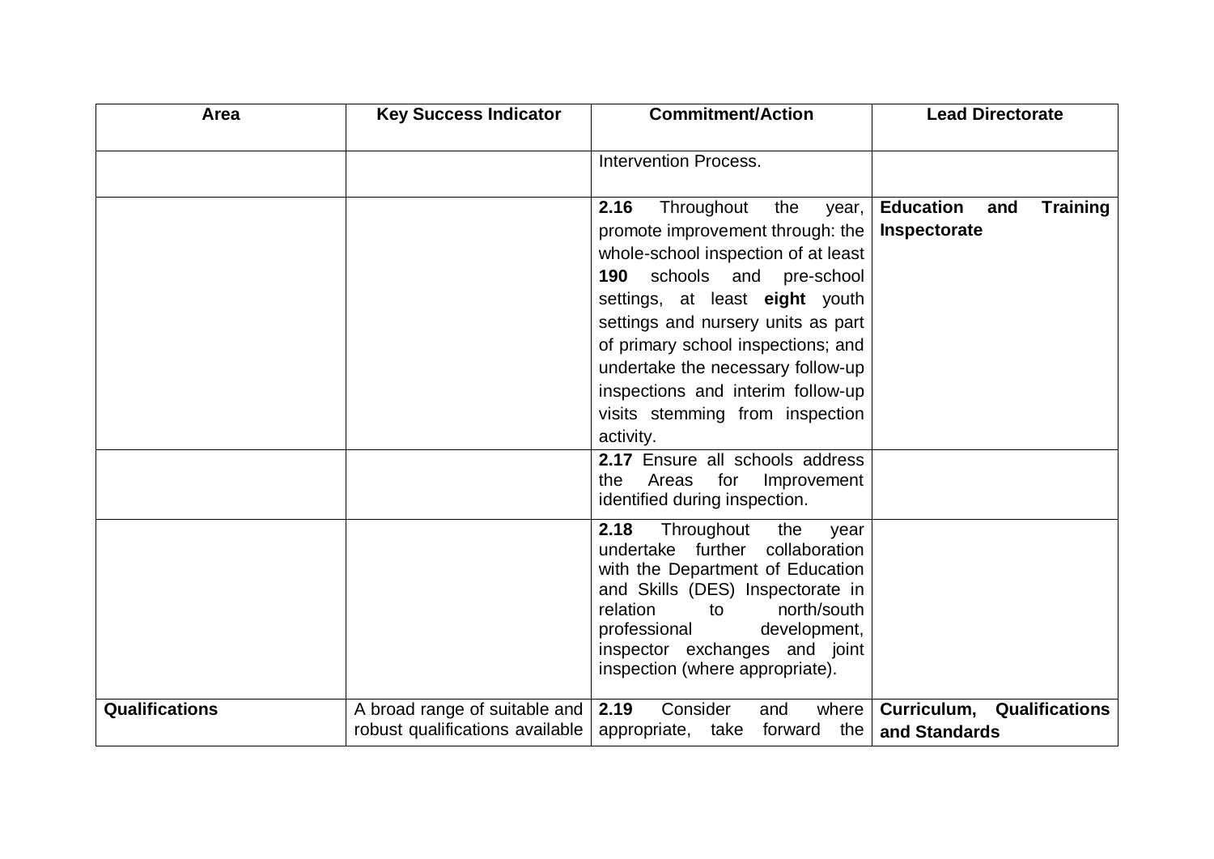| Area | Key Success Indicator | Commitment/Action | Lead Directorate |
|---|---|---|---|
| | | Intervention Process. | |
| | | **2.16** Throughout the year, promote improvement through: the whole-school inspection of at least **190** schools and pre-school settings, at least **eight** youth settings and nursery units as part of primary school inspections; and undertake the necessary follow-up inspections and interim follow-up visits stemming from inspection activity. | **Education and Training Inspectorate** |
| | | **2.17** Ensure all schools address the Areas for Improvement identified during inspection. | |
| | | **2.18** Throughout the year undertake further collaboration with the Department of Education and Skills (DES) Inspectorate in relation to north/south professional development, inspector exchanges and joint inspection (where appropriate). | |
| **Qualifications** | A broad range of suitable and robust qualifications available | **2.19** Consider and where appropriate, take forward the | **Curriculum, Qualifications and Standards** |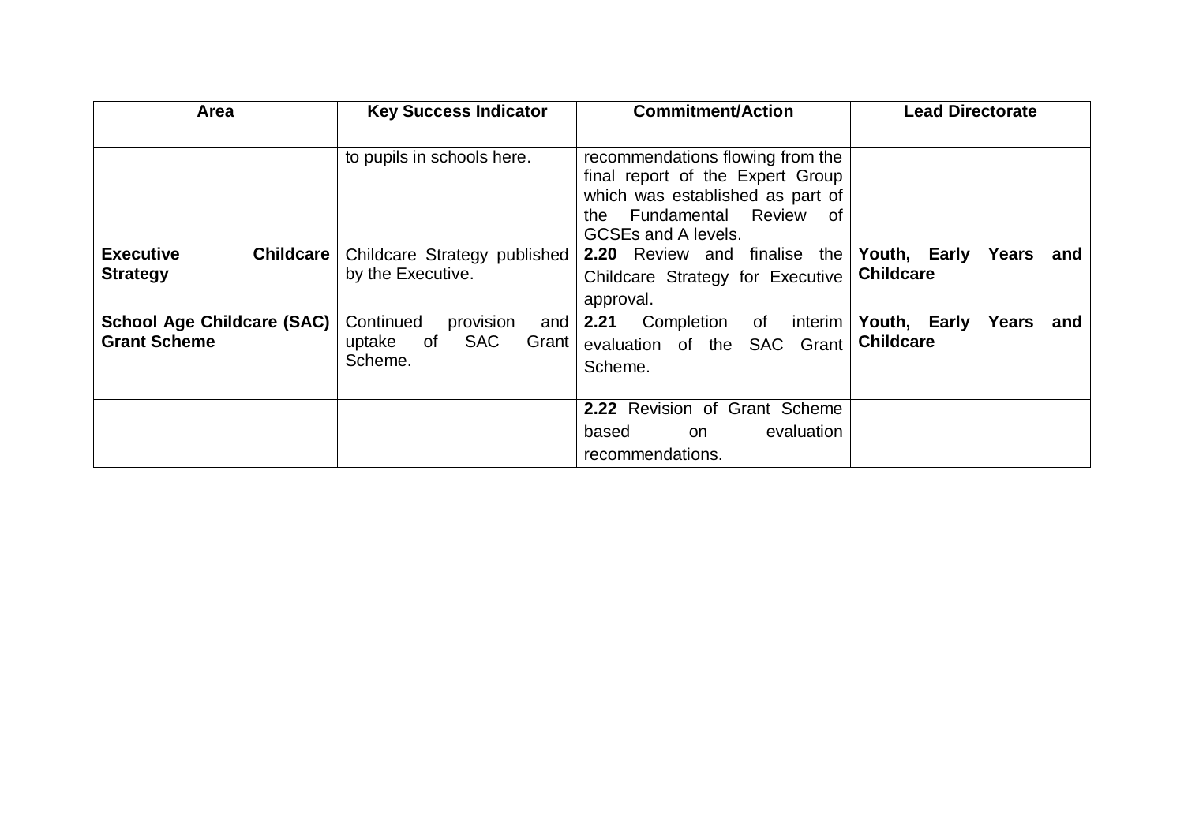| Area | Key Success Indicator | Commitment/Action | Lead Directorate |
| --- | --- | --- | --- |
| | to pupils in schools here. | recommendations flowing from the final report of the Expert Group which was established as part of the Fundamental Review of GCSEs and A levels. | |
| **Executive Childcare Strategy** | Childcare Strategy published by the Executive. | **2.20** Review and finalise the Childcare Strategy for Executive approval. | **Youth, Early Years and Childcare** |
| **School Age Childcare (SAC) Grant Scheme** | Continued provision and uptake of SAC Grant Scheme. | **2.21** Completion of interim evaluation of the SAC Grant Scheme. | **Youth, Early Years and Childcare** |
| | | **2.22** Revision of Grant Scheme based on evaluation recommendations. | |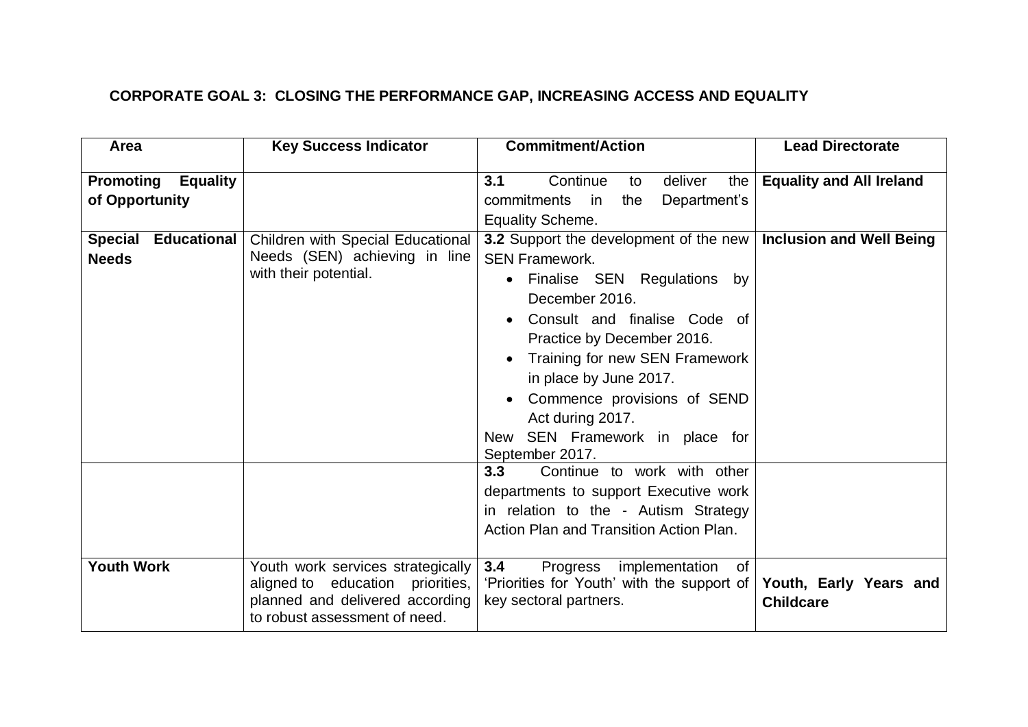**CORPORATE GOAL 3: CLOSING THE PERFORMANCE GAP, INCREASING ACCESS AND EQUALITY**

| Area | Key Success Indicator | Commitment/Action | Lead Directorate |
|---|---|---|---|
| **Promoting Equality of Opportunity** | | **3.1** Continue to deliver the commitments in the Department's Equality Scheme. | **Equality and All Ireland** |
| **Special Educational Needs** | Children with Special Educational Needs (SEN) achieving in line with their potential. | **3.2** Support the development of the new SEN Framework.<br>• Finalise SEN Regulations by December 2016.<br>• Consult and finalise Code of Practice by December 2016.<br>• Training for new SEN Framework in place by June 2017.<br>• Commence provisions of SEND Act during 2017.<br>New SEN Framework in place for September 2017. | **Inclusion and Well Being** |
| | | **3.3** Continue to work with other departments to support Executive work in relation to the - Autism Strategy Action Plan and Transition Action Plan. | |
| **Youth Work** | Youth work services strategically aligned to education priorities, planned and delivered according to robust assessment of need. | **3.4** Progress implementation of 'Priorities for Youth' with the support of key sectoral partners. | **Youth, Early Years and Childcare** |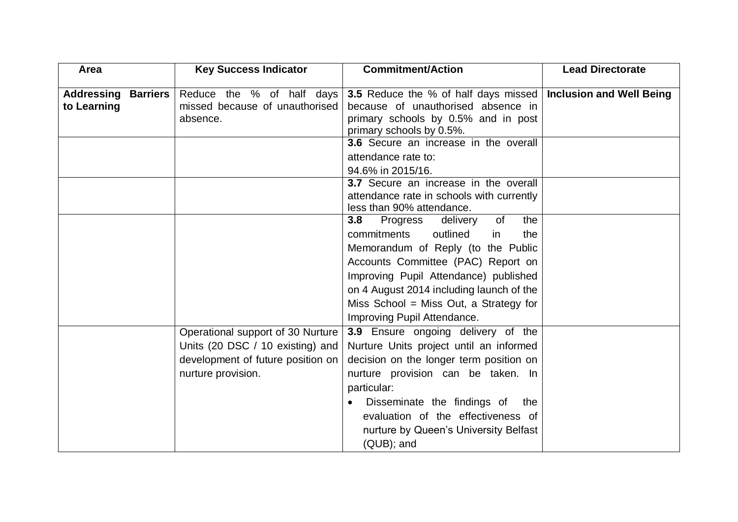| Area | Key Success Indicator | Commitment/Action | Lead Directorate |
|---|---|---|---|
| **Addressing Barriers to Learning** | Reduce the % of half days missed because of unauthorised absence. | **3.5** Reduce the % of half days missed because of unauthorised absence in primary schools by 0.5% and in post primary schools by 0.5%. | **Inclusion and Well Being** |
| | | **3.6** Secure an increase in the overall attendance rate to: 94.6% in 2015/16. | |
| | | **3.7** Secure an increase in the overall attendance rate in schools with currently less than 90% attendance. | |
| | | **3.8** Progress delivery of the commitments outlined in the Memorandum of Reply (to the Public Accounts Committee (PAC) Report on Improving Pupil Attendance) published on 4 August 2014 including launch of the Miss School = Miss Out, a Strategy for Improving Pupil Attendance. | |
| | Operational support of 30 Nurture Units (20 DSC / 10 existing) and development of future position on nurture provision. | **3.9** Ensure ongoing delivery of the Nurture Units project until an informed decision on the longer term position on nurture provision can be taken. In particular: <br>• Disseminate the findings of the evaluation of the effectiveness of nurture by Queen's University Belfast (QUB); and | |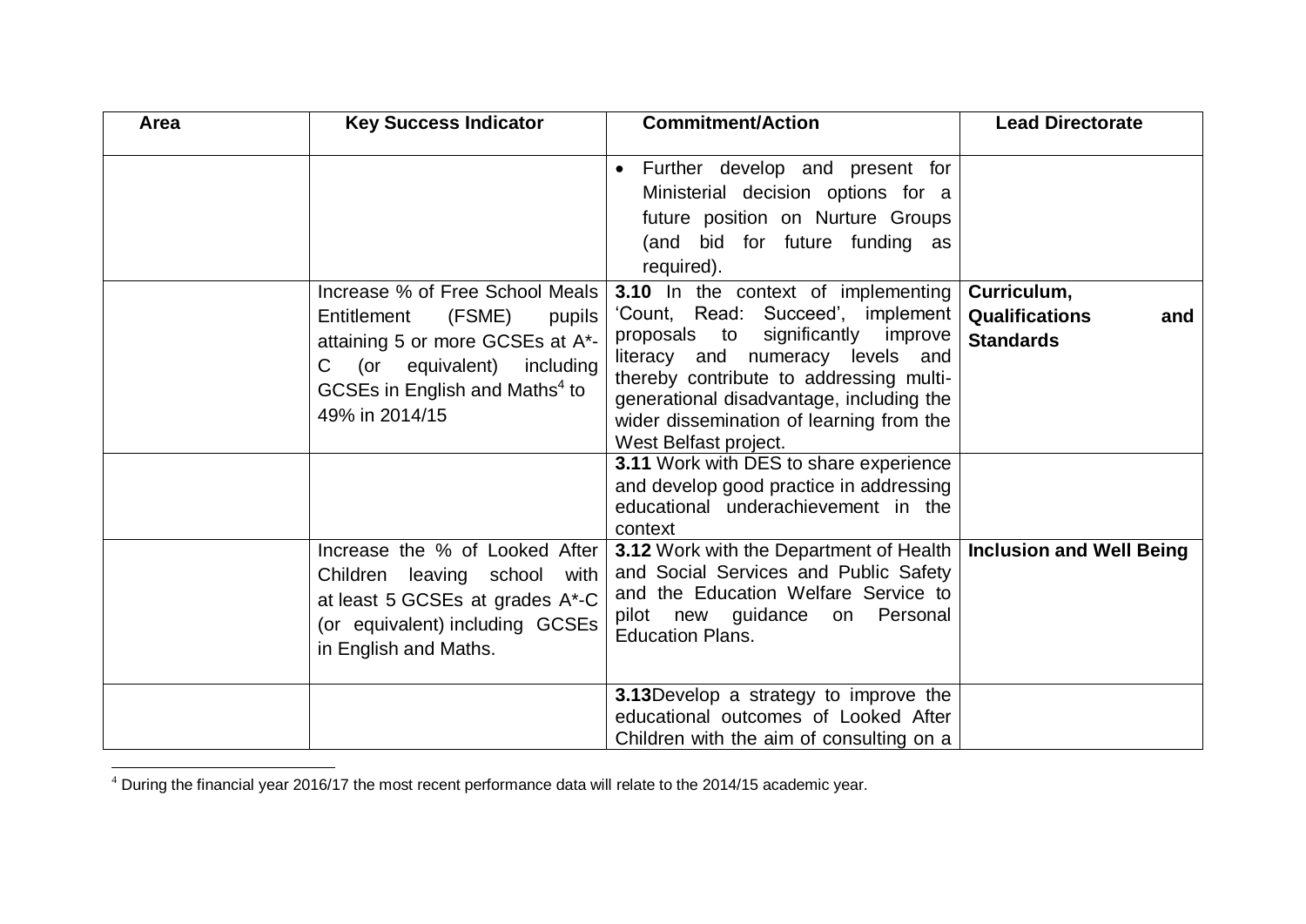| Area | Key Success Indicator | Commitment/Action | Lead Directorate |
|---|---|---|---|
| | | • Further develop and present for Ministerial decision options for a future position on Nurture Groups (and bid for future funding as required). | |
| | Increase % of Free School Meals Entitlement (FSME) pupils attaining 5 or more GCSEs at A*-C (or equivalent) including GCSEs in English and Maths[4] to 49% in 2014/15 | **3.10** In the context of implementing 'Count, Read: Succeed', implement proposals to significantly improve literacy and numeracy levels and thereby contribute to addressing multi-generational disadvantage, including the wider dissemination of learning from the West Belfast project. | **Curriculum, Qualifications and Standards** |
| | | **3.11** Work with DES to share experience and develop good practice in addressing educational underachievement in the context | |
| | Increase the % of Looked After Children leaving school with at least 5 GCSEs at grades A*-C (or equivalent) including GCSEs in English and Maths. | **3.12** Work with the Department of Health and Social Services and Public Safety and the Education Welfare Service to pilot new guidance on Personal Education Plans. | **Inclusion and Well Being** |
| | | **3.13**Develop a strategy to improve the educational outcomes of Looked After Children with the aim of consulting on a | |

[4] During the financial year 2016/17 the most recent performance data will relate to the 2014/15 academic year.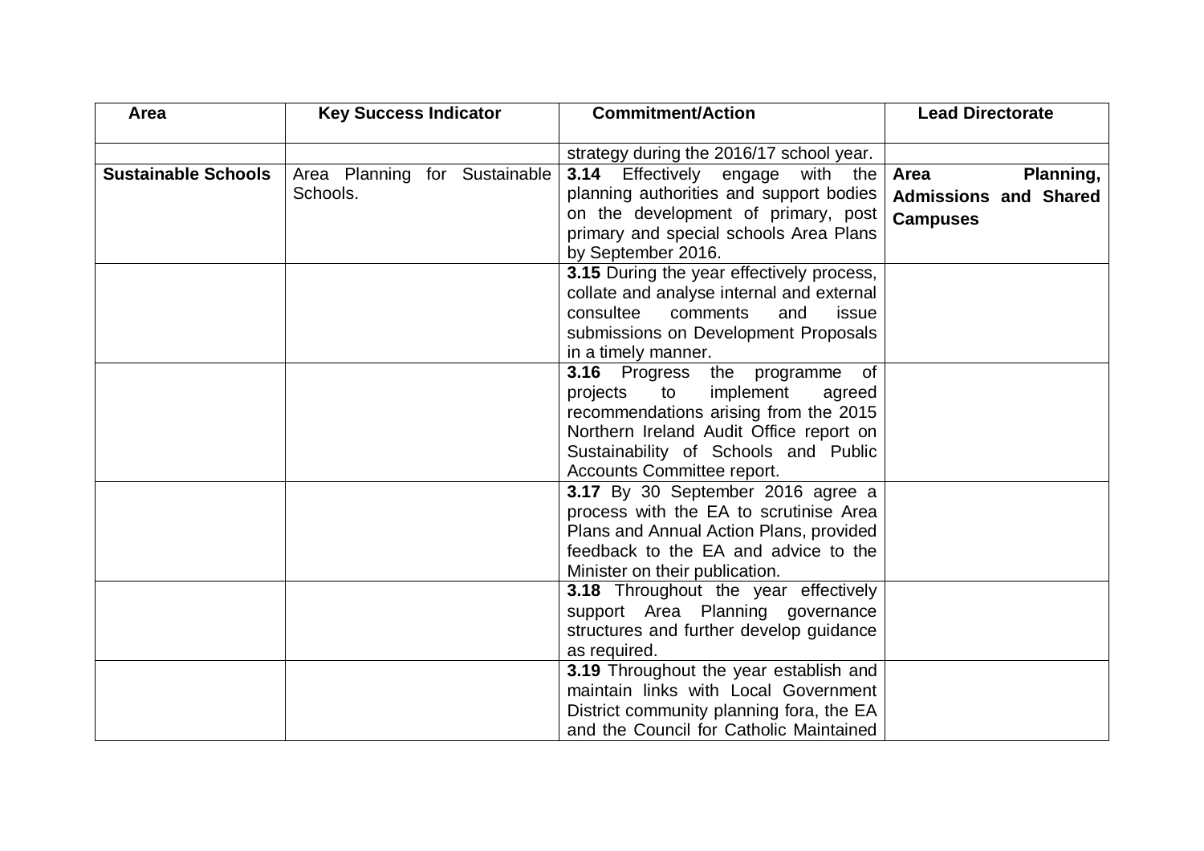| Area | Key Success Indicator | Commitment/Action | Lead Directorate |
|---|---|---|---|
| | | strategy during the 2016/17 school year. | |
| **Sustainable Schools** | Area Planning for Sustainable Schools. | **3.14** Effectively engage with the planning authorities and support bodies on the development of primary, post primary and special schools Area Plans by September 2016. | **Area Planning, Admissions and Shared Campuses** |
| | | **3.15** During the year effectively process, collate and analyse internal and external consultee comments and issue submissions on Development Proposals in a timely manner. | |
| | | **3.16** Progress the programme of projects to implement agreed recommendations arising from the 2015 Northern Ireland Audit Office report on Sustainability of Schools and Public Accounts Committee report. | |
| | | **3.17** By 30 September 2016 agree a process with the EA to scrutinise Area Plans and Annual Action Plans, provided feedback to the EA and advice to the Minister on their publication. | |
| | | **3.18** Throughout the year effectively support Area Planning governance structures and further develop guidance as required. | |
| | | **3.19** Throughout the year establish and maintain links with Local Government District community planning fora, the EA and the Council for Catholic Maintained | |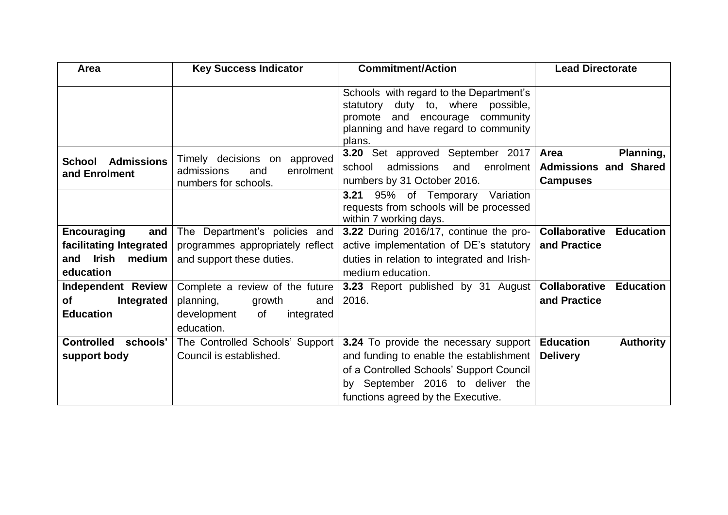| Area | Key Success Indicator | Commitment/Action | Lead Directorate |
| --- | --- | --- | --- |
| | | Schools with regard to the Department's statutory duty to, where possible, promote and encourage community planning and have regard to community plans. | |
| **School Admissions and Enrolment** | Timely decisions on approved admissions and enrolment numbers for schools. | **3.20** Set approved September 2017 school admissions and enrolment numbers by 31 October 2016. | **Area Planning, Admissions and Shared Campuses** |
| | | **3.21** 95% of Temporary Variation requests from schools will be processed within 7 working days. | |
| **Encouraging and facilitating Integrated and Irish medium education** | The Department's policies and programmes appropriately reflect and support these duties. | **3.22** During 2016/17, continue the pro-active implementation of DE's statutory duties in relation to integrated and Irish-medium education. | **Collaborative Education and Practice** |
| **Independent Review of Integrated Education** | Complete a review of the future planning, growth and development of integrated education. | **3.23** Report published by 31 August 2016. | **Collaborative Education and Practice** |
| **Controlled schools' support body** | The Controlled Schools' Support Council is established. | **3.24** To provide the necessary support and funding to enable the establishment of a Controlled Schools' Support Council by September 2016 to deliver the functions agreed by the Executive. | **Education Authority Delivery** |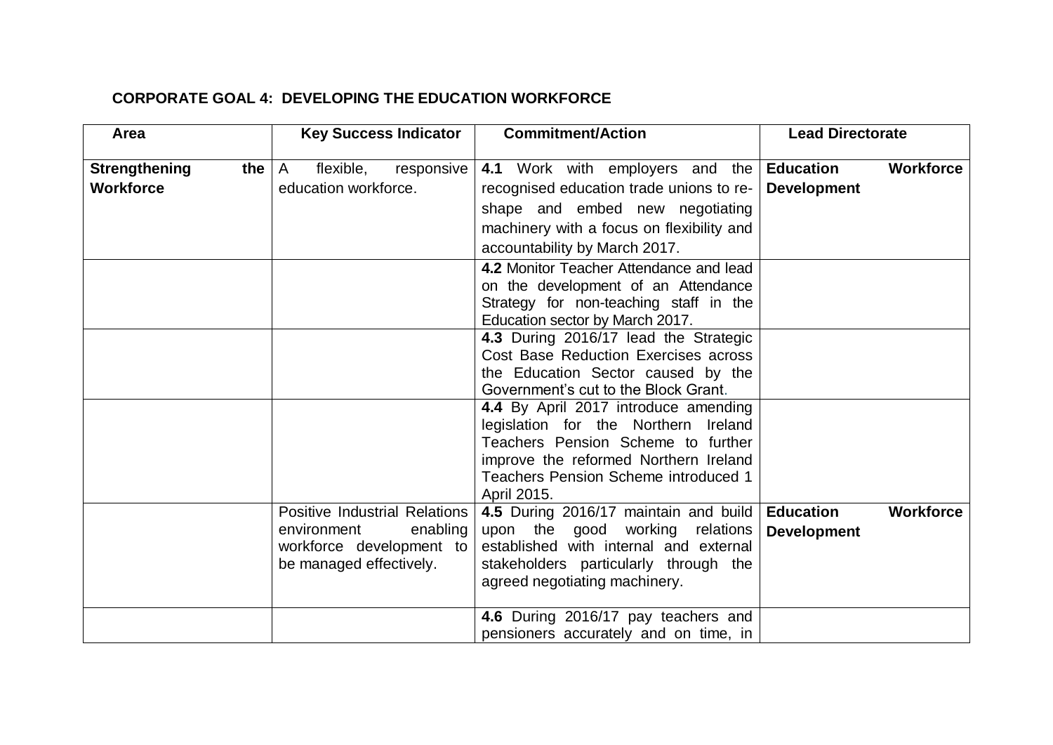**CORPORATE GOAL 4: DEVELOPING THE EDUCATION WORKFORCE**

| Area | Key Success Indicator | Commitment/Action | Lead Directorate |
|---|---|---|---|
| **Strengthening the Workforce** | A flexible, responsive education workforce. | **4.1** Work with employers and the recognised education trade unions to re-shape and embed new negotiating machinery with a focus on flexibility and accountability by March 2017. | **Education Workforce Development** |
| | | **4.2** Monitor Teacher Attendance and lead on the development of an Attendance Strategy for non-teaching staff in the Education sector by March 2017. | |
| | | **4.3** During 2016/17 lead the Strategic Cost Base Reduction Exercises across the Education Sector caused by the Government's cut to the Block Grant. | |
| | | **4.4** By April 2017 introduce amending legislation for the Northern Ireland Teachers Pension Scheme to further improve the reformed Northern Ireland Teachers Pension Scheme introduced 1 April 2015. | |
| | Positive Industrial Relations environment enabling workforce development to be managed effectively. | **4.5** During 2016/17 maintain and build upon the good working relations established with internal and external stakeholders particularly through the agreed negotiating machinery. | **Education Workforce Development** |
| | | **4.6** During 2016/17 pay teachers and pensioners accurately and on time, in | |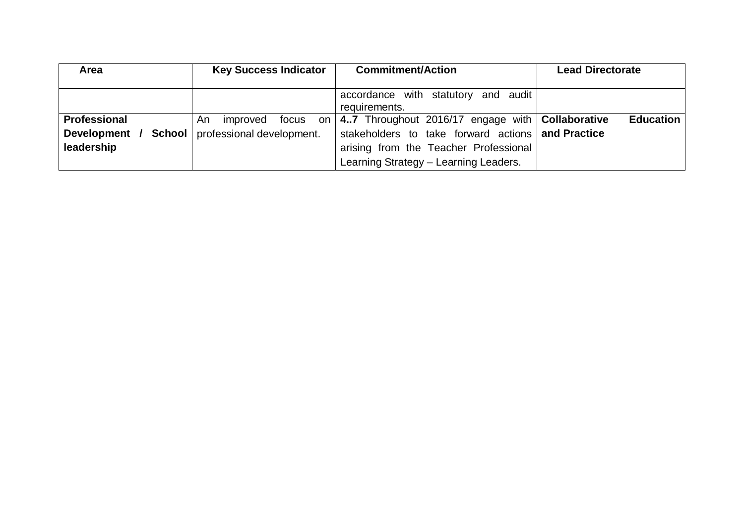| Area | Key Success Indicator | Commitment/Action | Lead Directorate |
|---|---|---|---|
| | | accordance with statutory and audit requirements. | |
| **Professional Development / School leadership** | An improved focus on professional development. | **4..7** Throughout 2016/17 engage with stakeholders to take forward actions arising from the Teacher Professional Learning Strategy – Learning Leaders. | **Collaborative Education and Practice** |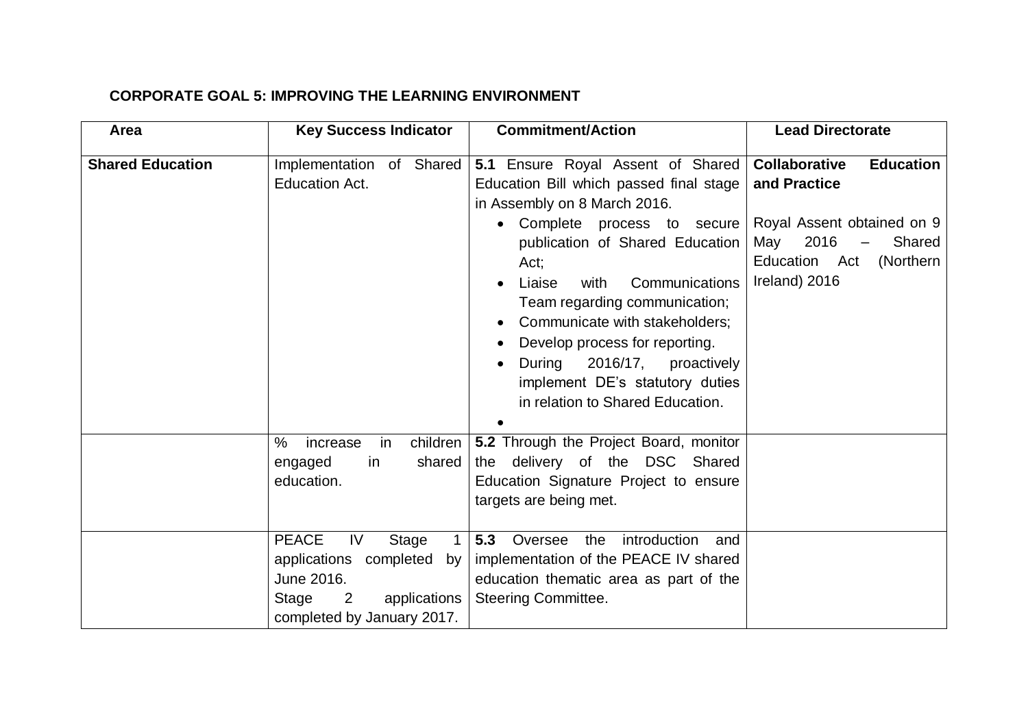**CORPORATE GOAL 5: IMPROVING THE LEARNING ENVIRONMENT**

| Area | Key Success Indicator | Commitment/Action | Lead Directorate |
|---|---|---|---|
| **Shared Education** | Implementation of Shared Education Act. | **5.1** Ensure Royal Assent of Shared Education Bill which passed final stage in Assembly on 8 March 2016.<br>• Complete process to secure publication of Shared Education Act;<br>• Liaise with Communications Team regarding communication;<br>• Communicate with stakeholders;<br>• Develop process for reporting.<br>• During 2016/17, proactively implement DE's statutory duties in relation to Shared Education.<br>• | **Collaborative Education and Practice**<br><br>Royal Assent obtained on 9 May 2016 – Shared Education Act (Northern Ireland) 2016 |
| | % increase in children engaged in shared education. | **5.2** Through the Project Board, monitor the delivery of the DSC Shared Education Signature Project to ensure targets are being met. | |
| | PEACE IV Stage 1 applications completed by June 2016.<br>Stage 2 applications completed by January 2017. | **5.3** Oversee the introduction and implementation of the PEACE IV shared education thematic area as part of the Steering Committee. | |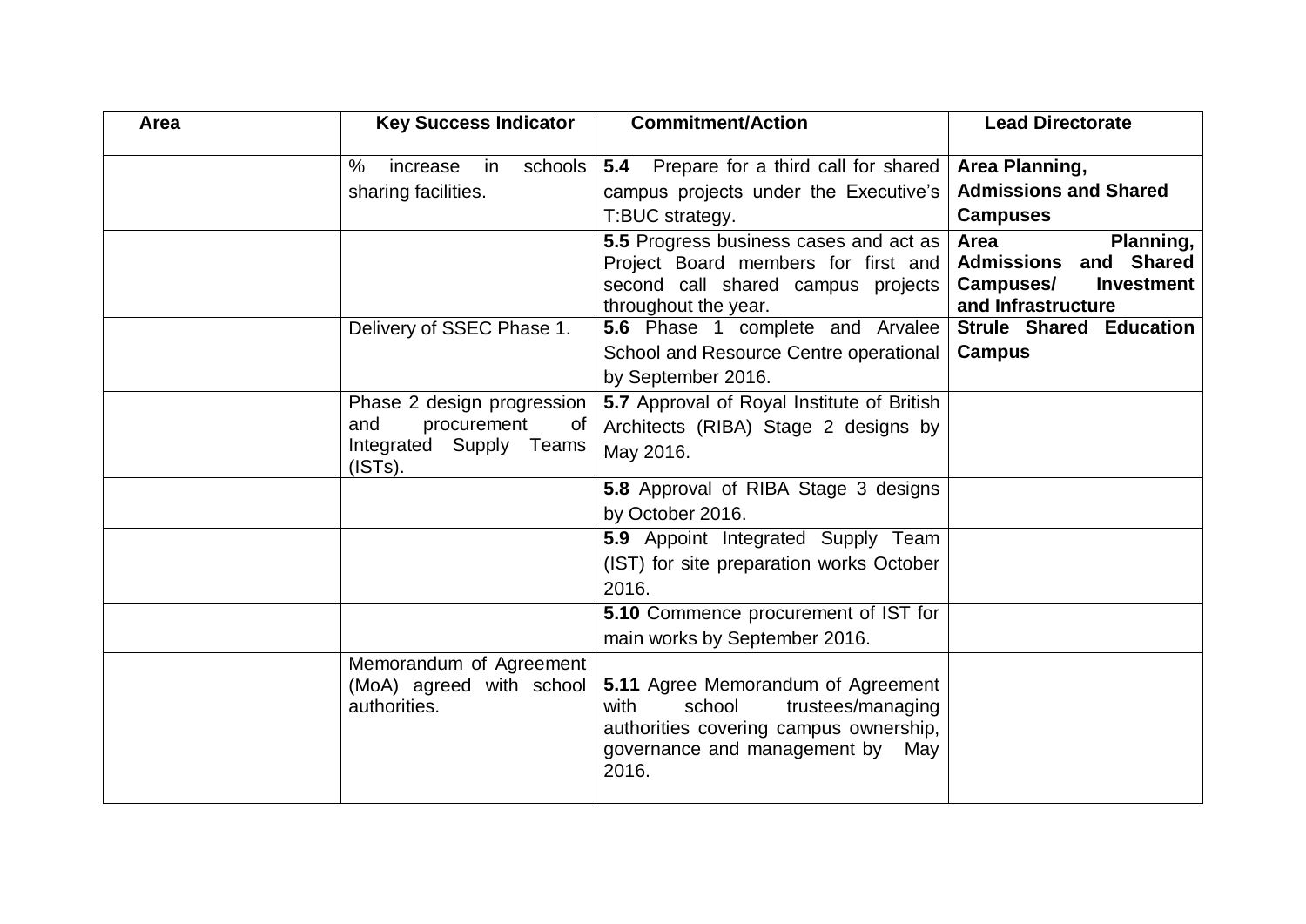| Area | Key Success Indicator | Commitment/Action | Lead Directorate |
|---|---|---|---|
| | % increase in schools sharing facilities. | **5.4** Prepare for a third call for shared campus projects under the Executive's T:BUC strategy. | **Area Planning, Admissions and Shared Campuses** |
| | | **5.5** Progress business cases and act as Project Board members for first and second call shared campus projects throughout the year. | **Area Planning, Admissions and Shared Campuses/ Investment and Infrastructure** |
| | Delivery of SSEC Phase 1. | **5.6** Phase 1 complete and Arvalee School and Resource Centre operational by September 2016. | **Strule Shared Education Campus** |
| | Phase 2 design progression and procurement of Integrated Supply Teams (ISTs). | **5.7** Approval of Royal Institute of British Architects (RIBA) Stage 2 designs by May 2016. | |
| | | **5.8** Approval of RIBA Stage 3 designs by October 2016. | |
| | | **5.9** Appoint Integrated Supply Team (IST) for site preparation works October 2016. | |
| | | **5.10** Commence procurement of IST for main works by September 2016. | |
| | Memorandum of Agreement (MoA) agreed with school authorities. | **5.11** Agree Memorandum of Agreement with school trustees/managing authorities covering campus ownership, governance and management by May 2016. | |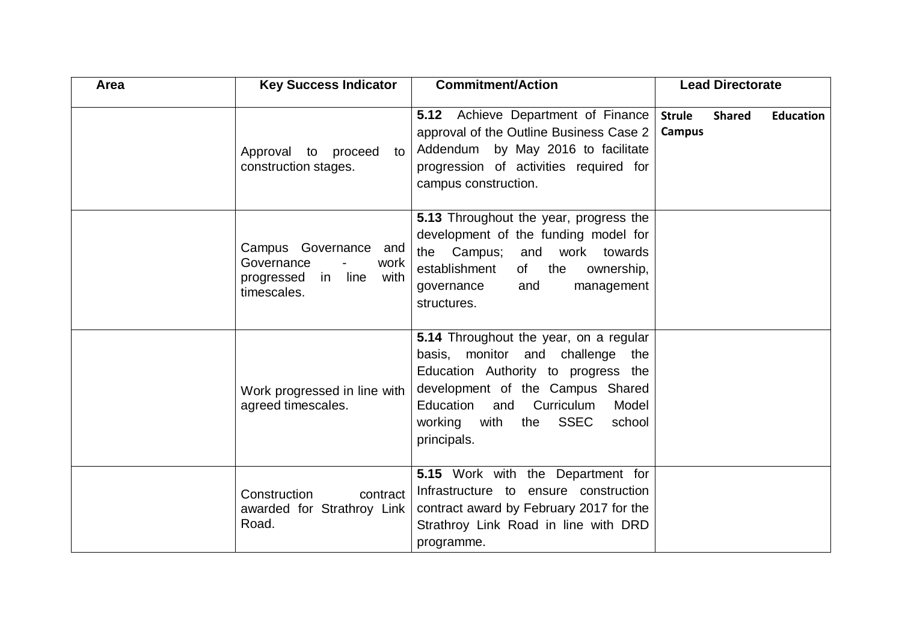| Area | Key Success Indicator | Commitment/Action | Lead Directorate |
|---|---|---|---|
| | Approval to proceed to construction stages. | **5.12** Achieve Department of Finance approval of the Outline Business Case 2 Addendum by May 2016 to facilitate progression of activities required for campus construction. | **Strule Shared Education Campus** |
| | Campus Governance and Governance - work progressed in line with timescales. | **5.13** Throughout the year, progress the development of the funding model for the Campus; and work towards establishment of the ownership, governance and management structures. | |
| | Work progressed in line with agreed timescales. | **5.14** Throughout the year, on a regular basis, monitor and challenge the Education Authority to progress the development of the Campus Shared Education and Curriculum Model working with the SSEC school principals. | |
| | Construction contract awarded for Strathroy Link Road. | **5.15** Work with the Department for Infrastructure to ensure construction contract award by February 2017 for the Strathroy Link Road in line with DRD programme. | |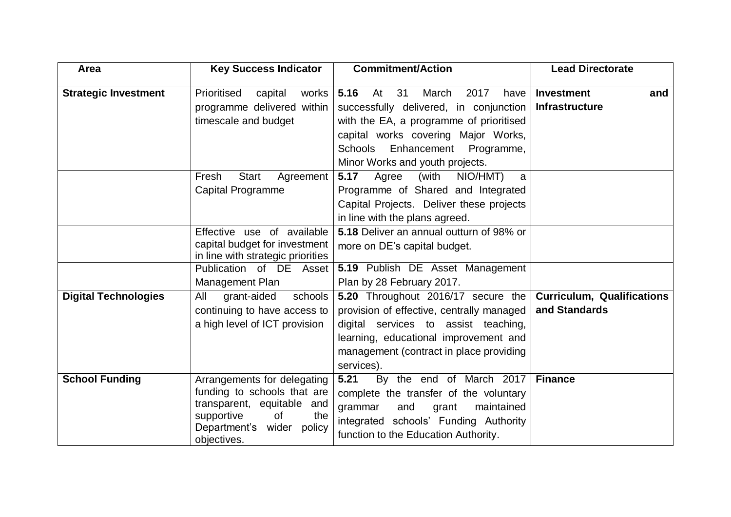| Area | Key Success Indicator | Commitment/Action | Lead Directorate |
| --- | --- | --- | --- |
| **Strategic Investment** | Prioritised capital works programme delivered within timescale and budget | **5.16** At 31 March 2017 have successfully delivered, in conjunction with the EA, a programme of prioritised capital works covering Major Works, Schools Enhancement Programme, Minor Works and youth projects. | **Investment and Infrastructure** |
| | Fresh Start Agreement Capital Programme | **5.17** Agree (with NIO/HMT) a Programme of Shared and Integrated Capital Projects. Deliver these projects in line with the plans agreed. | |
| | Effective use of available capital budget for investment in line with strategic priorities | **5.18** Deliver an annual outturn of 98% or more on DE's capital budget. | |
| | Publication of DE Asset Management Plan | **5.19** Publish DE Asset Management Plan by 28 February 2017. | |
| **Digital Technologies** | All grant-aided schools continuing to have access to a high level of ICT provision | **5.20** Throughout 2016/17 secure the provision of effective, centrally managed digital services to assist teaching, learning, educational improvement and management (contract in place providing services). | **Curriculum, Qualifications and Standards** |
| **School Funding** | Arrangements for delegating funding to schools that are transparent, equitable and supportive of the Department's wider policy objectives. | **5.21** By the end of March 2017 complete the transfer of the voluntary grammar and grant maintained integrated schools' Funding Authority function to the Education Authority. | **Finance** |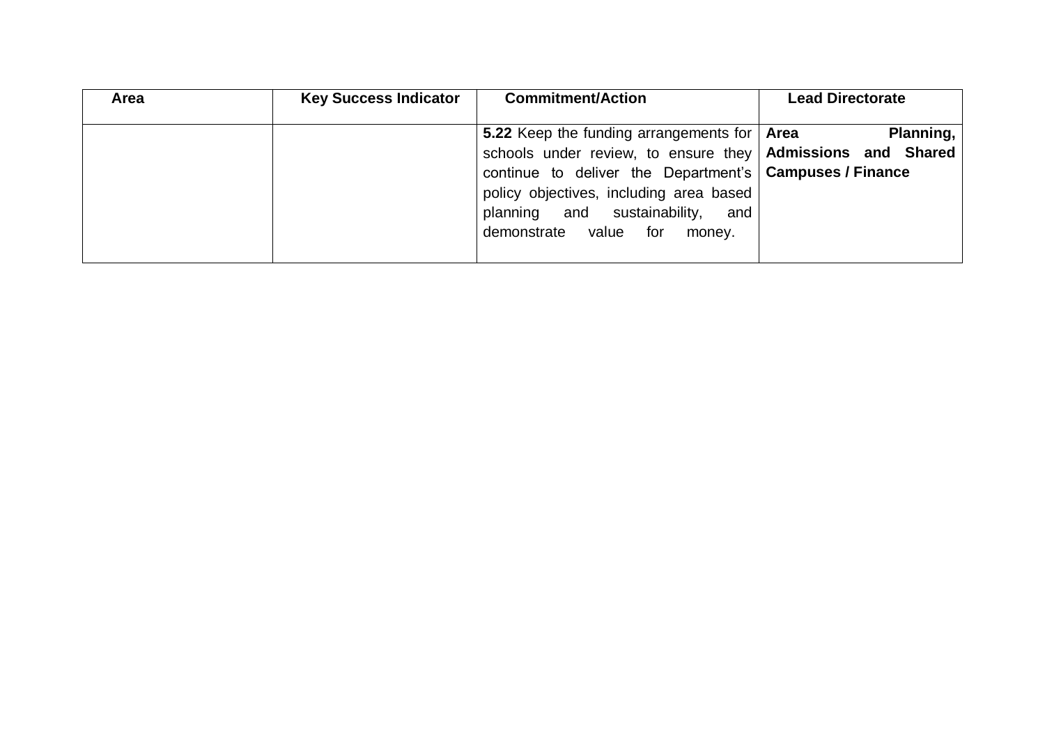| Area | Key Success Indicator | Commitment/Action | Lead Directorate |
| --- | --- | --- | --- |
| | | **5.22** Keep the funding arrangements for schools under review, to ensure they continue to deliver the Department's policy objectives, including area based planning and sustainability, and demonstrate value for money. | **Area Planning, Admissions and Shared Campuses / Finance** |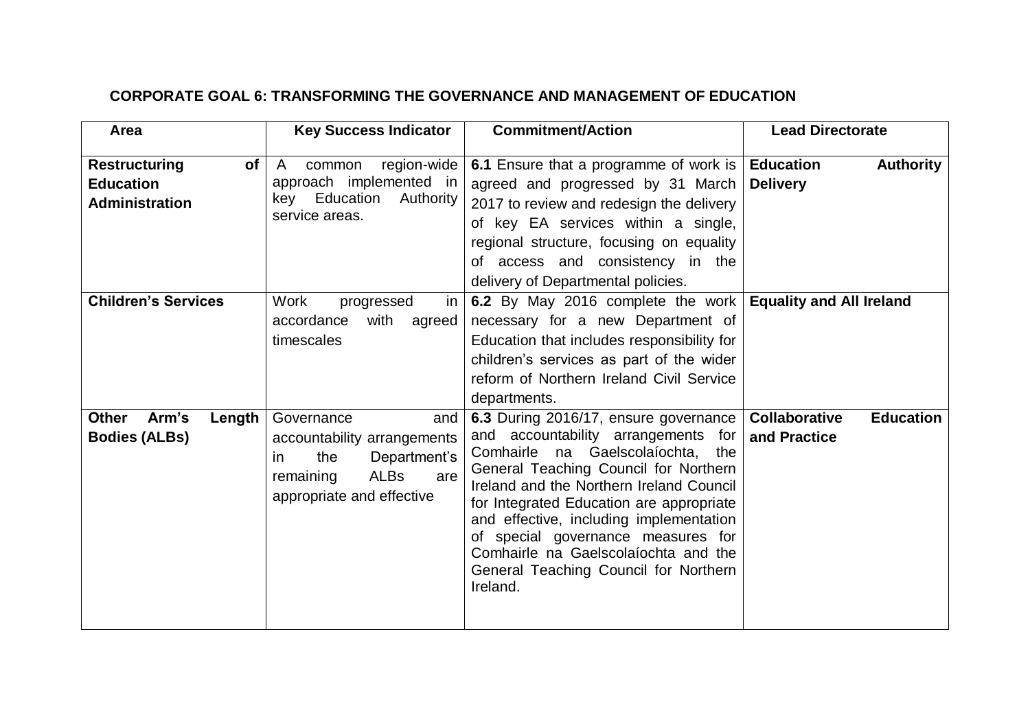**CORPORATE GOAL 6: TRANSFORMING THE GOVERNANCE AND MANAGEMENT OF EDUCATION**

| Area | Key Success Indicator | Commitment/Action | Lead Directorate |
|---|---|---|---|
| **Restructuring of Education Administration** | A common region-wide approach implemented in key Education Authority service areas. | **6.1** Ensure that a programme of work is agreed and progressed by 31 March 2017 to review and redesign the delivery of key EA services within a single, regional structure, focusing on equality of access and consistency in the delivery of Departmental policies. | **Education Authority Delivery** |
| **Children's Services** | Work progressed in accordance with agreed timescales | **6.2** By May 2016 complete the work necessary for a new Department of Education that includes responsibility for children's services as part of the wider reform of Northern Ireland Civil Service departments. | **Equality and All Ireland** |
| **Other Arm's Length Bodies (ALBs)** | Governance and accountability arrangements in the Department's remaining ALBs are appropriate and effective | **6.3** During 2016/17, ensure governance and accountability arrangements for Comhairle na Gaelscolaíochta, the General Teaching Council for Northern Ireland and the Northern Ireland Council for Integrated Education are appropriate and effective, including implementation of special governance measures for Comhairle na Gaelscolaíochta and the General Teaching Council for Northern Ireland. | **Collaborative Education and Practice** |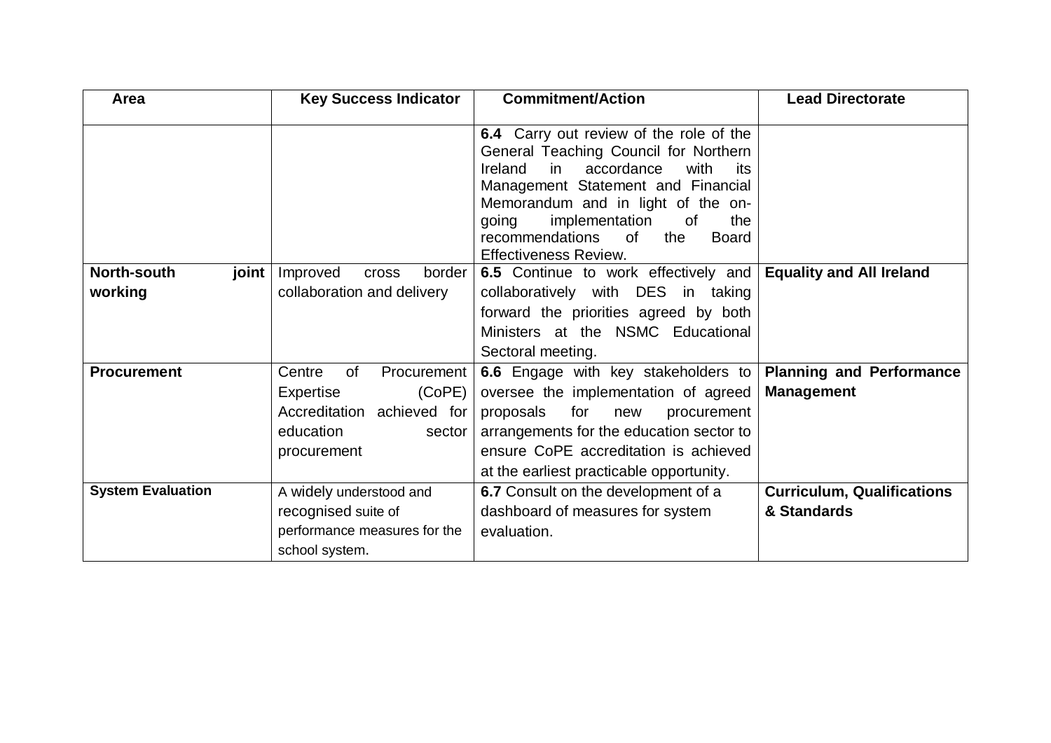| Area | Key Success Indicator | Commitment/Action | Lead Directorate |
|---|---|---|---|
| | | **6.4** Carry out review of the role of the General Teaching Council for Northern Ireland in accordance with its Management Statement and Financial Memorandum and in light of the on-going implementation of the recommendations of the Board Effectiveness Review. | |
| **North-south joint working** | Improved cross border collaboration and delivery | **6.5** Continue to work effectively and collaboratively with DES in taking forward the priorities agreed by both Ministers at the NSMC Educational Sectoral meeting. | **Equality and All Ireland** |
| **Procurement** | Centre of Procurement Expertise (CoPE) Accreditation achieved for education sector procurement | **6.6** Engage with key stakeholders to oversee the implementation of agreed proposals for new procurement arrangements for the education sector to ensure CoPE accreditation is achieved at the earliest practicable opportunity. | **Planning and Performance Management** |
| **System Evaluation** | A widely understood and recognised suite of performance measures for the school system. | **6.7** Consult on the development of a dashboard of measures for system evaluation. | **Curriculum, Qualifications & Standards** |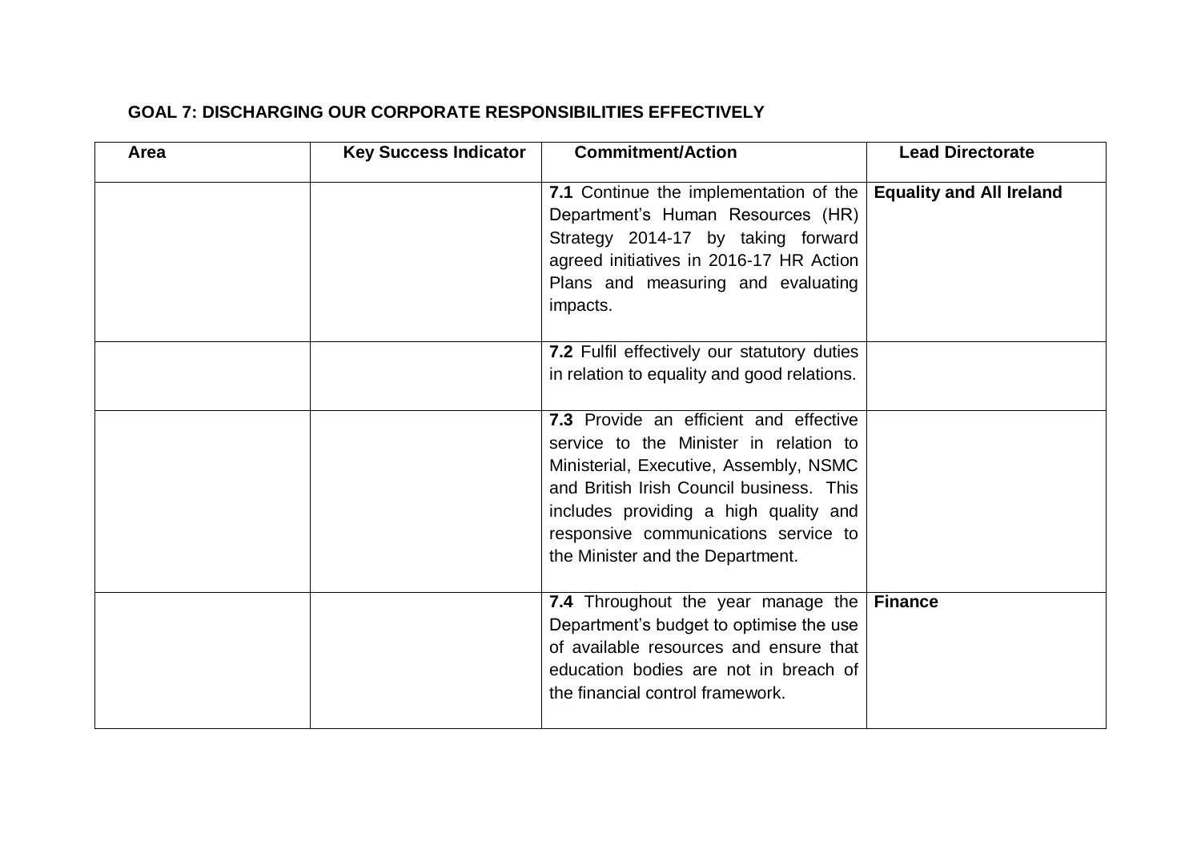**GOAL 7: DISCHARGING OUR CORPORATE RESPONSIBILITIES EFFECTIVELY**

| Area | Key Success Indicator | Commitment/Action | Lead Directorate |
|---|---|---|---|
| | | **7.1** Continue the implementation of the Department's Human Resources (HR) Strategy 2014-17 by taking forward agreed initiatives in 2016-17 HR Action Plans and measuring and evaluating impacts. | **Equality and All Ireland** |
| | | **7.2** Fulfil effectively our statutory duties in relation to equality and good relations. | |
| | | **7.3** Provide an efficient and effective service to the Minister in relation to Ministerial, Executive, Assembly, NSMC and British Irish Council business. This includes providing a high quality and responsive communications service to the Minister and the Department. | |
| | | **7.4** Throughout the year manage the Department's budget to optimise the use of available resources and ensure that education bodies are not in breach of the financial control framework. | **Finance** |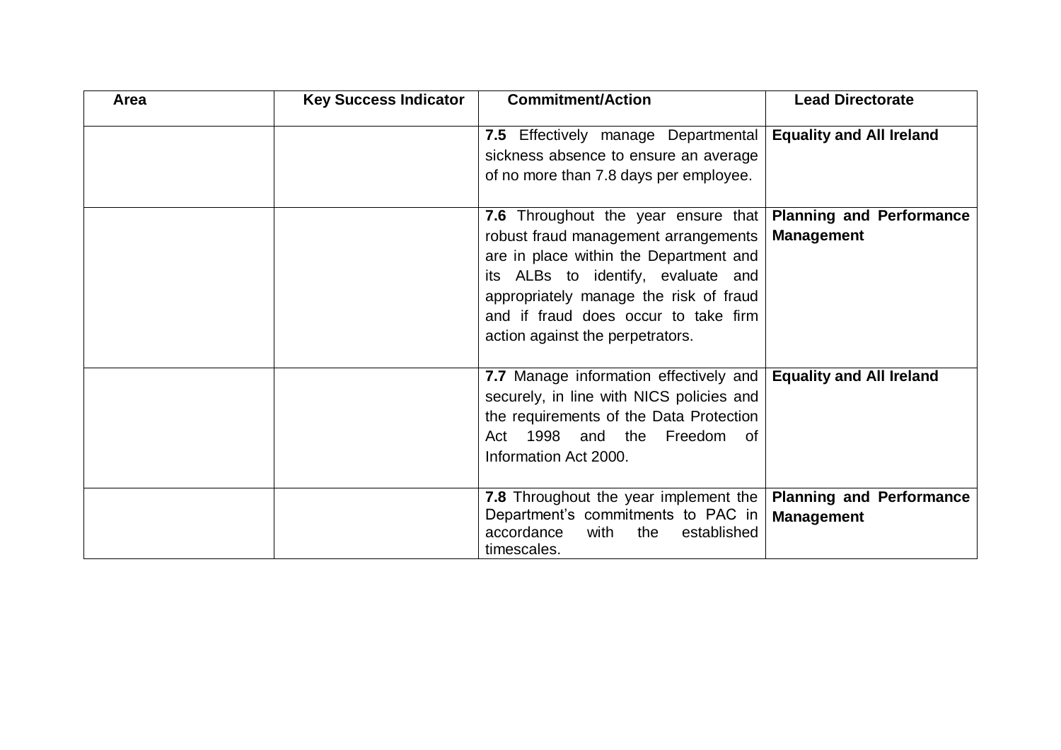| Area | Key Success Indicator | Commitment/Action | Lead Directorate |
|---|---|---|---|
| | | **7.5** Effectively manage Departmental sickness absence to ensure an average of no more than 7.8 days per employee. | **Equality and All Ireland** |
| | | **7.6** Throughout the year ensure that robust fraud management arrangements are in place within the Department and its ALBs to identify, evaluate and appropriately manage the risk of fraud and if fraud does occur to take firm action against the perpetrators. | **Planning and Performance Management** |
| | | **7.7** Manage information effectively and securely, in line with NICS policies and the requirements of the Data Protection Act 1998 and the Freedom of Information Act 2000. | **Equality and All Ireland** |
| | | **7.8** Throughout the year implement the Department's commitments to PAC in accordance with the established timescales. | **Planning and Performance Management** |